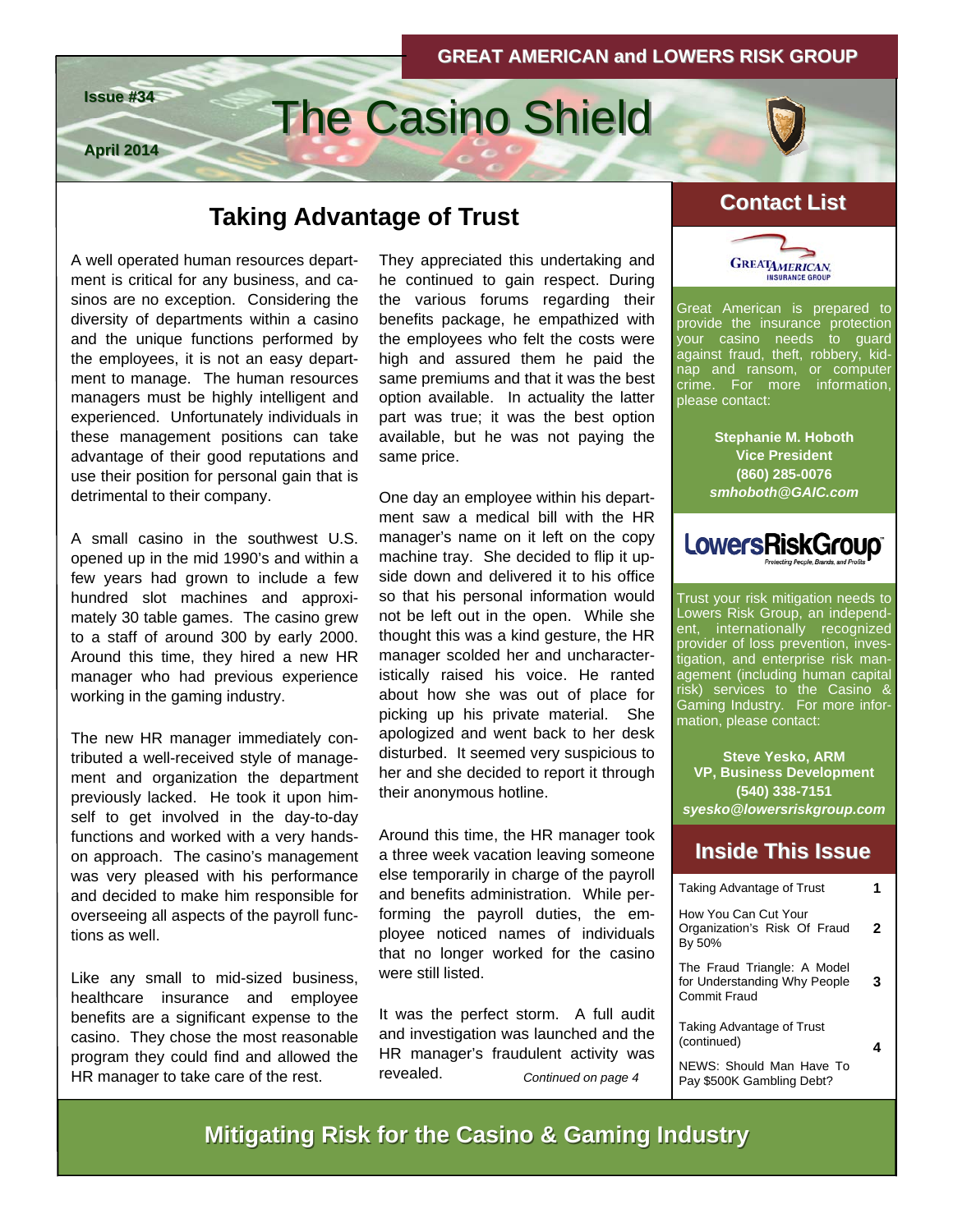GREAT AMERICAN and LOWERS RISK GROUP

Issue #34

April 2014

# The Casino Shield

## Taking Advantage of Trust

A well operated human resources department is critical for any business, and casinos are no exception. Considering the diversity of departments within a casino and the unique functions performed by the employees, it is not an easy department to manage. The human resources managers must be highly intelligent and experienced. Unfortunately individuals in these management positions can take advantage of their good reputations and use their position for personal gain that is detrimental to their company.

A small casino in the southwest U.S. opened up in the mid 1990's and within a few years had grown to include a few hundred slot machines and approximately 30 table games. The casino grew to a staff of around 300 by early 2000. Around this time, they hired a new HR manager who had previous experience working in the gaming industry.

The new HR manager immediately contributed a well-received style of management and organization the department previously lacked. He took it upon himself to get involved in the day-to-day functions and worked with a very hands-on approach. The casino's management was very pleased with his performance and decided to make him responsible for overseeing all aspects of the payroll functions as well.

Like any small to mid-sized business, healthcare insurance and employee benefits are a significant expense to the casino. They chose the most reasonable program they could find and allowed the HR manager to take care of the rest.

They appreciated this undertaking and he continued to gain respect. During the various forums regarding their benefits package, he empathized with the employees who felt the costs were high and assured them he paid the same premiums and that it was the best option available. In actuality the latter part was true; it was the best option available, but he was not paying the same price.

One day an employee within his department saw a medical bill with the HR manager's name on it left on the copy machine tray. She decided to flip it upside down and delivered it to his office so that his personal information would not be left out in the open. While she thought this was a kind gesture, the HR manager scolded her and uncharacteristically raised his voice. He ranted about how she was out of place for picking up his private material. She apologized and went back to her desk disturbed. It seemed very suspicious to her and she decided to report it through their anonymous hotline.

Around this time, the HR manager took a three week vacation leaving someone else temporarily in charge of the payroll and benefits administration. While performing the payroll duties, the employee noticed names of individuals that no longer worked for the casino were still listed.

It was the perfect storm. A full audit and investigation was launched and the HR manager's fraudulent activity was revealed.

*Continued on page 4*

## Contact List

GREAT AMERICAN INSURANCE GROUP

Great American is prepared to provide the insurance protection your casino needs to guard against fraud, theft, robbery, kidnap and ransom, or computer crime. For more information, please contact:

**Stephanie M. Hoboth**
**Vice President**
**(860) 285-0076**
***smhoboth@GAIC.com***

LowersRiskGroup — Protecting People, Brands, and Profits

Trust your risk mitigation needs to Lowers Risk Group, an independent, internationally recognized provider of loss prevention, investigation, and enterprise risk management (including human capital risk) services to the Casino & Gaming Industry. For more information, please contact:

**Steve Yesko, ARM**
**VP, Business Development**
**(540) 338-7151**
***syesko@lowersriskgroup.com***

## Inside This Issue

| Article | Page |
|---|---|
| Taking Advantage of Trust | 1 |
| How You Can Cut Your Organization's Risk Of Fraud By 50% | 2 |
| The Fraud Triangle: A Model for Understanding Why People Commit Fraud | 3 |
| Taking Advantage of Trust (continued) | 4 |
| NEWS: Should Man Have To Pay $500K Gambling Debt? | 4 |

**Mitigating Risk for the Casino & Gaming Industry**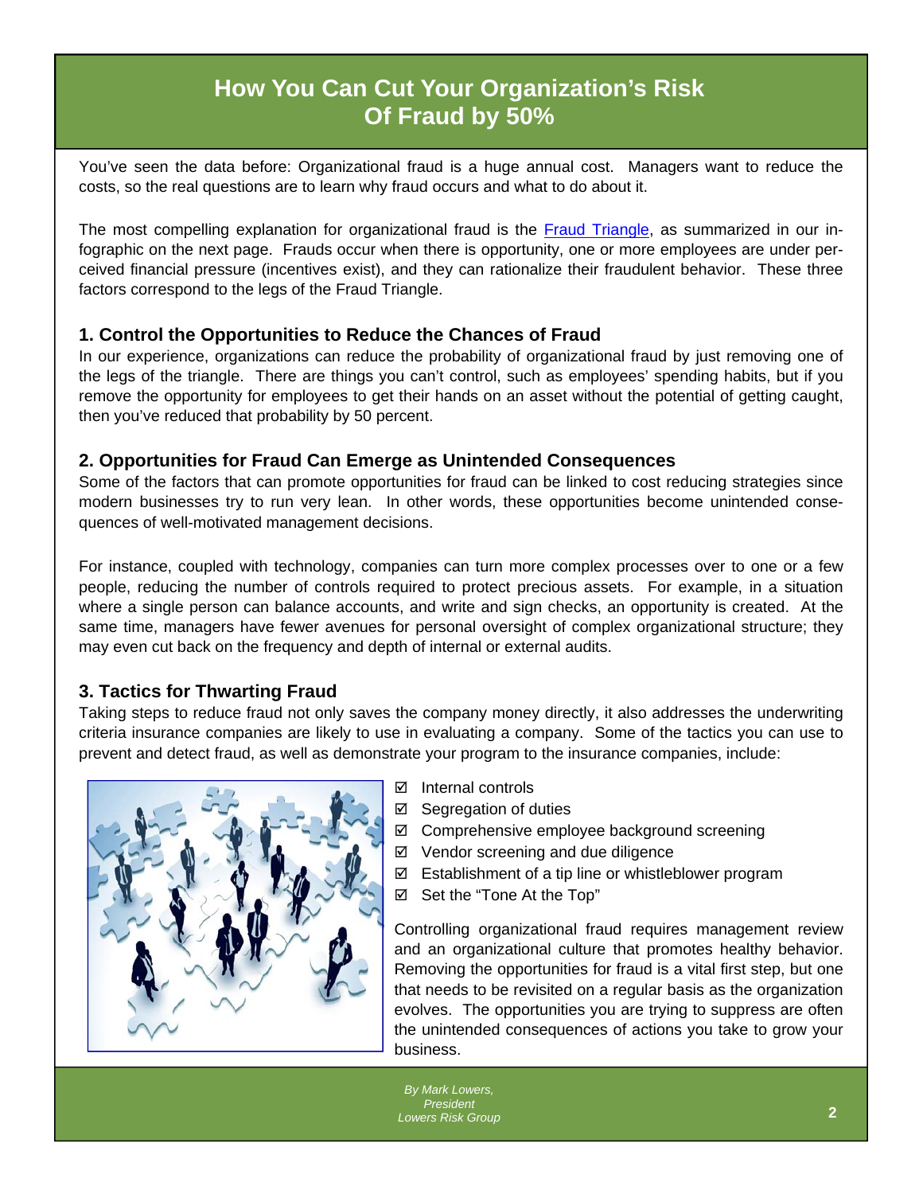# How You Can Cut Your Organization's Risk Of Fraud by 50%

You've seen the data before: Organizational fraud is a huge annual cost. Managers want to reduce the costs, so the real questions are to learn why fraud occurs and what to do about it.

The most compelling explanation for organizational fraud is the Fraud Triangle, as summarized in our infographic on the next page. Frauds occur when there is opportunity, one or more employees are under perceived financial pressure (incentives exist), and they can rationalize their fraudulent behavior. These three factors correspond to the legs of the Fraud Triangle.

## 1. Control the Opportunities to Reduce the Chances of Fraud

In our experience, organizations can reduce the probability of organizational fraud by just removing one of the legs of the triangle. There are things you can't control, such as employees' spending habits, but if you remove the opportunity for employees to get their hands on an asset without the potential of getting caught, then you've reduced that probability by 50 percent.

## 2. Opportunities for Fraud Can Emerge as Unintended Consequences

Some of the factors that can promote opportunities for fraud can be linked to cost reducing strategies since modern businesses try to run very lean. In other words, these opportunities become unintended consequences of well-motivated management decisions.

For instance, coupled with technology, companies can turn more complex processes over to one or a few people, reducing the number of controls required to protect precious assets. For example, in a situation where a single person can balance accounts, and write and sign checks, an opportunity is created. At the same time, managers have fewer avenues for personal oversight of complex organizational structure; they may even cut back on the frequency and depth of internal or external audits.

## 3. Tactics for Thwarting Fraud

Taking steps to reduce fraud not only saves the company money directly, it also addresses the underwriting criteria insurance companies are likely to use in evaluating a company. Some of the tactics you can use to prevent and detect fraud, as well as demonstrate your program to the insurance companies, include:

- ☑ Internal controls
- ☑ Segregation of duties
- ☑ Comprehensive employee background screening
- ☑ Vendor screening and due diligence
- ☑ Establishment of a tip line or whistleblower program
- ☑ Set the "Tone At the Top"

Controlling organizational fraud requires management review and an organizational culture that promotes healthy behavior. Removing the opportunities for fraud is a vital first step, but one that needs to be revisited on a regular basis as the organization evolves. The opportunities you are trying to suppress are often the unintended consequences of actions you take to grow your business.

*By Mark Lowers,*
*President*
*Lowers Risk Group*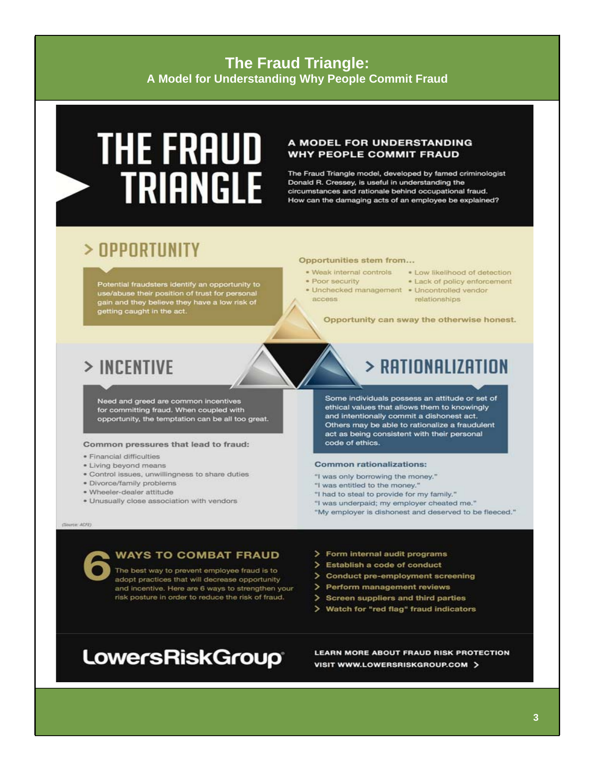# The Fraud Triangle:
## A Model for Understanding Why People Commit Fraud

# THE FRAUD TRIANGLE

### A MODEL FOR UNDERSTANDING WHY PEOPLE COMMIT FRAUD

The Fraud Triangle model, developed by famed criminologist Donald R. Cressey, is useful in understanding the circumstances and rationale behind occupational fraud. How can the damaging acts of an employee be explained?

## > OPPORTUNITY

Potential fraudsters identify an opportunity to use/abuse their position of trust for personal gain and they believe they have a low risk of getting caught in the act.

**Opportunities stem from...**

- Weak internal controls
- Poor security
- Unchecked management access
- Low likelihood of detection
- Lack of policy enforcement
- Uncontrolled vendor relationships

**Opportunity can sway the otherwise honest.**

## > INCENTIVE

Need and greed are common incentives for committing fraud. When coupled with opportunity, the temptation can be all too great.

**Common pressures that lead to fraud:**

- Financial difficulties
- Living beyond means
- Control issues, unwillingness to share duties
- Divorce/family problems
- Wheeler-dealer attitude
- Unusually close association with vendors

## > RATIONALIZATION

Some individuals possess an attitude or set of ethical values that allows them to knowingly and intentionally commit a dishonest act. Others may be able to rationalize a fraudulent act as being consistent with their personal code of ethics.

**Common rationalizations:**

"I was only borrowing the money."
"I was entitled to the money."
"I had to steal to provide for my family."
"I was underpaid; my employer cheated me."
"My employer is dishonest and deserved to be fleeced."

*(Source: ACFE)*

## 6 WAYS TO COMBAT FRAUD

The best way to prevent employee fraud is to adopt practices that will decrease opportunity and incentive. Here are 6 ways to strengthen your risk posture in order to reduce the risk of fraud.

- > Form internal audit programs
- > Establish a code of conduct
- > Conduct pre-employment screening
- > Perform management reviews
- > Screen suppliers and third parties
- > Watch for "red flag" fraud indicators

**LowersRiskGroup**

LEARN MORE ABOUT FRAUD RISK PROTECTION
VISIT WWW.LOWERSRISKGROUP.COM >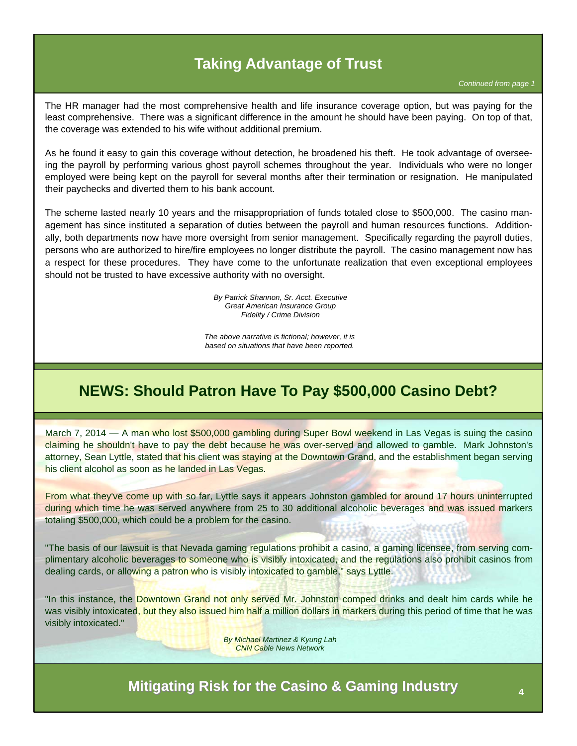## Taking Advantage of Trust

*Continued from page 1*

The HR manager had the most comprehensive health and life insurance coverage option, but was paying for the least comprehensive. There was a significant difference in the amount he should have been paying. On top of that, the coverage was extended to his wife without additional premium.

As he found it easy to gain this coverage without detection, he broadened his theft. He took advantage of overseeing the payroll by performing various ghost payroll schemes throughout the year. Individuals who were no longer employed were being kept on the payroll for several months after their termination or resignation. He manipulated their paychecks and diverted them to his bank account.

The scheme lasted nearly 10 years and the misappropriation of funds totaled close to $500,000. The casino management has since instituted a separation of duties between the payroll and human resources functions. Additionally, both departments now have more oversight from senior management. Specifically regarding the payroll duties, persons who are authorized to hire/fire employees no longer distribute the payroll. The casino management now has a respect for these procedures. They have come to the unfortunate realization that even exceptional employees should not be trusted to have excessive authority with no oversight.

*By Patrick Shannon, Sr. Acct. Executive*
*Great American Insurance Group*
*Fidelity / Crime Division*

*The above narrative is fictional; however, it is based on situations that have been reported.*

## NEWS: Should Patron Have To Pay $500,000 Casino Debt?

March 7, 2014 — A man who lost $500,000 gambling during Super Bowl weekend in Las Vegas is suing the casino claiming he shouldn't have to pay the debt because he was over-served and allowed to gamble. Mark Johnston's attorney, Sean Lyttle, stated that his client was staying at the Downtown Grand, and the establishment began serving his client alcohol as soon as he landed in Las Vegas.

From what they've come up with so far, Lyttle says it appears Johnston gambled for around 17 hours uninterrupted during which time he was served anywhere from 25 to 30 additional alcoholic beverages and was issued markers totaling $500,000, which could be a problem for the casino.

"The basis of our lawsuit is that Nevada gaming regulations prohibit a casino, a gaming licensee, from serving complimentary alcoholic beverages to someone who is visibly intoxicated, and the regulations also prohibit casinos from dealing cards, or allowing a patron who is visibly intoxicated to gamble," says Lyttle.

"In this instance, the Downtown Grand not only served Mr. Johnston comped drinks and dealt him cards while he was visibly intoxicated, but they also issued him half a million dollars in markers during this period of time that he was visibly intoxicated."

*By Michael Martinez & Kyung Lah*
*CNN Cable News Network*

**Mitigating Risk for the Casino & Gaming Industry**